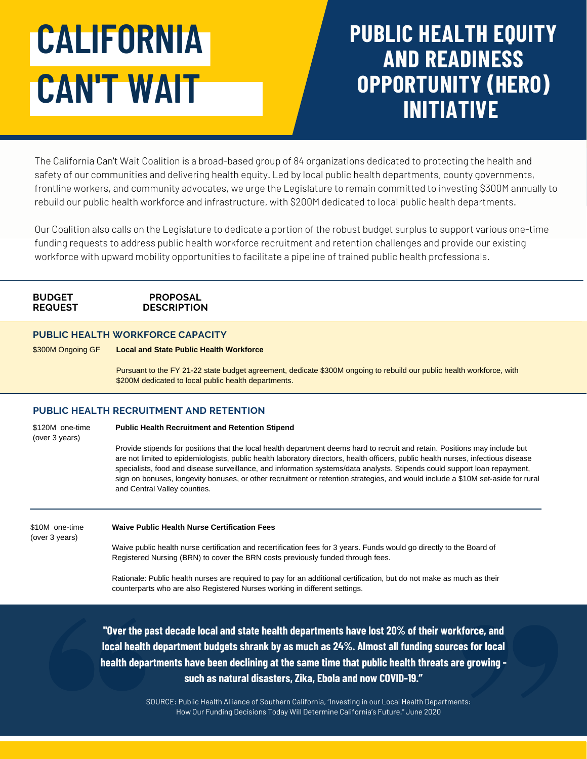# CALIFORNIA CAN'T WAIT

# PUBLIC HEALTH EQUITY AND READINESS OPPORTUNITY (HERO) INITIATIVE

The California Can't Wait Coalition is a broad-based group of 84 organizations dedicated to protecting the health and safety of our communities and delivering health equity. Led by local public health departments, county governments, frontline workers, and community advocates, we urge the Legislature to remain committed to investing $300M annually to rebuild our public health workforce and infrastructure, with $200M dedicated to local public health departments.

Our Coalition also calls on the Legislature to dedicate a portion of the robust budget surplus to support various one-time funding requests to address public health workforce recruitment and retention challenges and provide our existing workforce with upward mobility opportunities to facilitate a pipeline of trained public health professionals.

| BUDGET REQUEST | PROPOSAL DESCRIPTION |
|---|---|
| **PUBLIC HEALTH WORKFORCE CAPACITY** | |
| $300M Ongoing GF | **Local and State Public Health Workforce**<br><br>Pursuant to the FY 21-22 state budget agreement, dedicate $300M ongoing to rebuild our public health workforce, with $200M dedicated to local public health departments. |
| **PUBLIC HEALTH RECRUITMENT AND RETENTION** | |
| $120M one-time (over 3 years) | **Public Health Recruitment and Retention Stipend**<br><br>Provide stipends for positions that the local health department deems hard to recruit and retain. Positions may include but are not limited to epidemiologists, public health laboratory directors, health officers, public health nurses, infectious disease specialists, food and disease surveillance, and information systems/data analysts. Stipends could support loan repayment, sign on bonuses, longevity bonuses, or other recruitment or retention strategies, and would include a $10M set-aside for rural and Central Valley counties. |
| $10M one-time (over 3 years) | **Waive Public Health Nurse Certification Fees**<br><br>Waive public health nurse certification and recertification fees for 3 years. Funds would go directly to the Board of Registered Nursing (BRN) to cover the BRN costs previously funded through fees.<br><br>Rationale: Public health nurses are required to pay for an additional certification, but do not make as much as their counterparts who are also Registered Nurses working in different settings. |

> **"Over the past decade local and state health departments have lost 20% of their workforce, and local health department budgets shrank by as much as 24%. Almost all funding sources for local health departments have been declining at the same time that public health threats are growing - such as natural disasters, Zika, Ebola and now COVID-19."**
>
> SOURCE: Public Health Alliance of Southern California, "Investing in our Local Health Departments: How Our Funding Decisions Today Will Determine California's Future." June 2020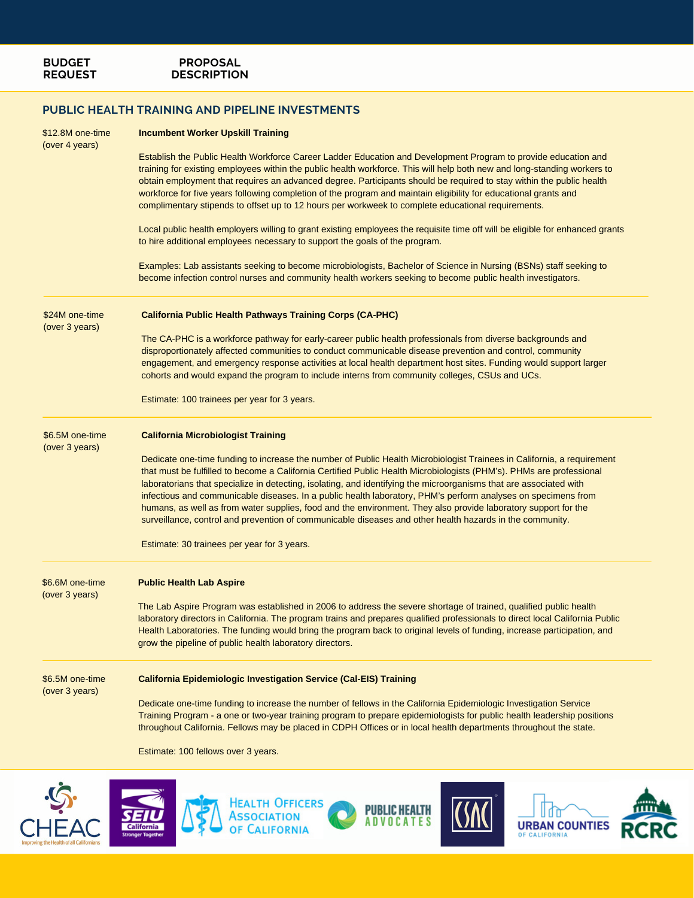| BUDGET REQUEST | PROPOSAL DESCRIPTION |
|---|---|

## PUBLIC HEALTH TRAINING AND PIPELINE INVESTMENTS

| | |
|---|---|
| $12.8M one-time (over 4 years) | **Incumbent Worker Upskill Training**<br><br>Establish the Public Health Workforce Career Ladder Education and Development Program to provide education and training for existing employees within the public health workforce. This will help both new and long-standing workers to obtain employment that requires an advanced degree. Participants should be required to stay within the public health workforce for five years following completion of the program and maintain eligibility for educational grants and complimentary stipends to offset up to 12 hours per workweek to complete educational requirements.<br><br>Local public health employers willing to grant existing employees the requisite time off will be eligible for enhanced grants to hire additional employees necessary to support the goals of the program.<br><br>Examples: Lab assistants seeking to become microbiologists, Bachelor of Science in Nursing (BSNs) staff seeking to become infection control nurses and community health workers seeking to become public health investigators. |
| $24M one-time (over 3 years) | **California Public Health Pathways Training Corps (CA-PHC)**<br><br>The CA-PHC is a workforce pathway for early-career public health professionals from diverse backgrounds and disproportionately affected communities to conduct communicable disease prevention and control, community engagement, and emergency response activities at local health department host sites. Funding would support larger cohorts and would expand the program to include interns from community colleges, CSUs and UCs.<br><br>Estimate: 100 trainees per year for 3 years. |
| $6.5M one-time (over 3 years) | **California Microbiologist Training**<br><br>Dedicate one-time funding to increase the number of Public Health Microbiologist Trainees in California, a requirement that must be fulfilled to become a California Certified Public Health Microbiologists (PHM's). PHMs are professional laboratorians that specialize in detecting, isolating, and identifying the microorganisms that are associated with infectious and communicable diseases. In a public health laboratory, PHM's perform analyses on specimens from humans, as well as from water supplies, food and the environment. They also provide laboratory support for the surveillance, control and prevention of communicable diseases and other health hazards in the community.<br><br>Estimate: 30 trainees per year for 3 years. |
| $6.6M one-time (over 3 years) | **Public Health Lab Aspire**<br><br>The Lab Aspire Program was established in 2006 to address the severe shortage of trained, qualified public health laboratory directors in California. The program trains and prepares qualified professionals to direct local California Public Health Laboratories. The funding would bring the program back to original levels of funding, increase participation, and grow the pipeline of public health laboratory directors. |
| $6.5M one-time (over 3 years) | **California Epidemiologic Investigation Service (Cal-EIS) Training**<br><br>Dedicate one-time funding to increase the number of fellows in the California Epidemiologic Investigation Service Training Program - a one or two-year training program to prepare epidemiologists for public health leadership positions throughout California. Fellows may be placed in CDPH Offices or in local health departments throughout the state.<br><br>Estimate: 100 fellows over 3 years. |

CHEAC — Improving the Health of all Californians | SEIU California — Stronger Together | Health Officers Association of California | Public Health Advocates | CSAC | Urban Counties of California | RCRC